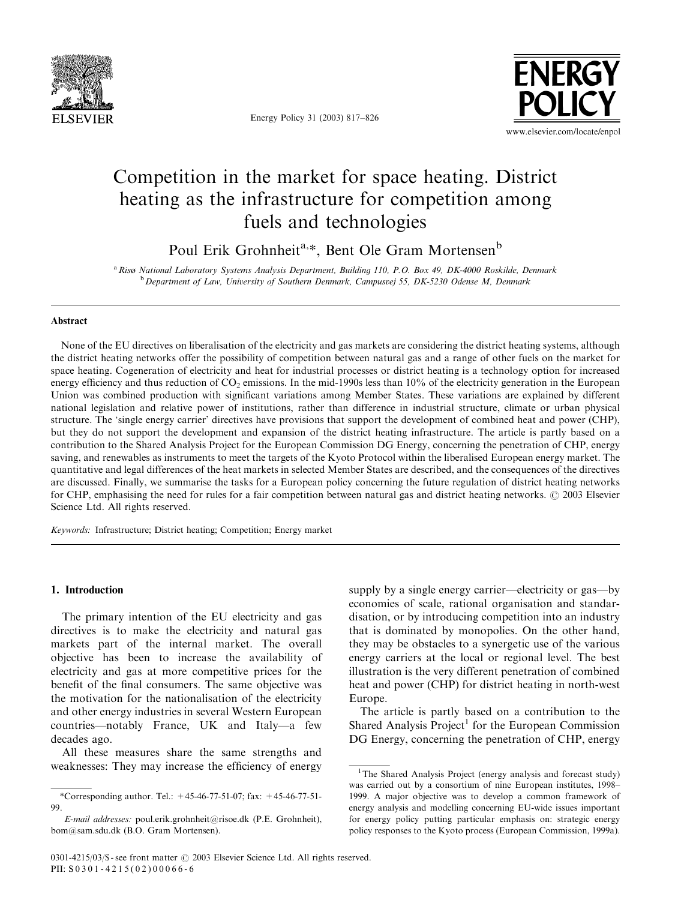# Competition in the market for space heating. District heating as the infrastructure for competition among fuels and technologies

Poul Erik Grohnheit[a,*], Bent Ole Gram Mortensen[b]

[a] Risø National Laboratory Systems Analysis Department, Building 110, P.O. Box 49, DK-4000 Roskilde, Denmark
[b] Department of Law, University of Southern Denmark, Campusvej 55, DK-5230 Odense M, Denmark

## Abstract

None of the EU directives on liberalisation of the electricity and gas markets are considering the district heating systems, although the district heating networks offer the possibility of competition between natural gas and a range of other fuels on the market for space heating. Cogeneration of electricity and heat for industrial processes or district heating is a technology option for increased energy efficiency and thus reduction of $CO_2$ emissions. In the mid-1990s less than 10% of the electricity generation in the European Union was combined production with significant variations among Member States. These variations are explained by different national legislation and relative power of institutions, rather than difference in industrial structure, climate or urban physical structure. The 'single energy carrier' directives have provisions that support the development of combined heat and power (CHP), but they do not support the development and expansion of the district heating infrastructure. The article is partly based on a contribution to the Shared Analysis Project for the European Commission DG Energy, concerning the penetration of CHP, energy saving, and renewables as instruments to meet the targets of the Kyoto Protocol within the liberalised European energy market. The quantitative and legal differences of the heat markets in selected Member States are described, and the consequences of the directives are discussed. Finally, we summarise the tasks for a European policy concerning the future regulation of district heating networks for CHP, emphasising the need for rules for a fair competition between natural gas and district heating networks. © 2003 Elsevier Science Ltd. All rights reserved.

*Keywords:* Infrastructure; District heating; Competition; Energy market

## 1. Introduction

The primary intention of the EU electricity and gas directives is to make the electricity and natural gas markets part of the internal market. The overall objective has been to increase the availability of electricity and gas at more competitive prices for the benefit of the final consumers. The same objective was the motivation for the nationalisation of the electricity and other energy industries in several Western European countries—notably France, UK and Italy—a few decades ago.

All these measures share the same strengths and weaknesses: They may increase the efficiency of energy supply by a single energy carrier—electricity or gas—by economies of scale, rational organisation and standardisation, or by introducing competition into an industry that is dominated by monopolies. On the other hand, they may be obstacles to a synergetic use of the various energy carriers at the local or regional level. The best illustration is the very different penetration of combined heat and power (CHP) for district heating in north-west Europe.

The article is partly based on a contribution to the Shared Analysis Project[1] for the European Commission DG Energy, concerning the penetration of CHP, energy

---

*Corresponding author. Tel.: +45-46-77-51-07; fax: +45-46-77-51-99.

*E-mail addresses:* poul.erik.grohnheit@risoe.dk (P.E. Grohnheit), bom@sam.sdu.dk (B.O. Gram Mortensen).

[1] The Shared Analysis Project (energy analysis and forecast study) was carried out by a consortium of nine European institutes, 1998–1999. A major objective was to develop a common framework of energy analysis and modelling concerning EU-wide issues important for energy policy putting particular emphasis on: strategic energy policy responses to the Kyoto process (European Commission, 1999a).

0301-4215/03/$ - see front matter © 2003 Elsevier Science Ltd. All rights reserved.
PII: S0301-4215(02)00066-6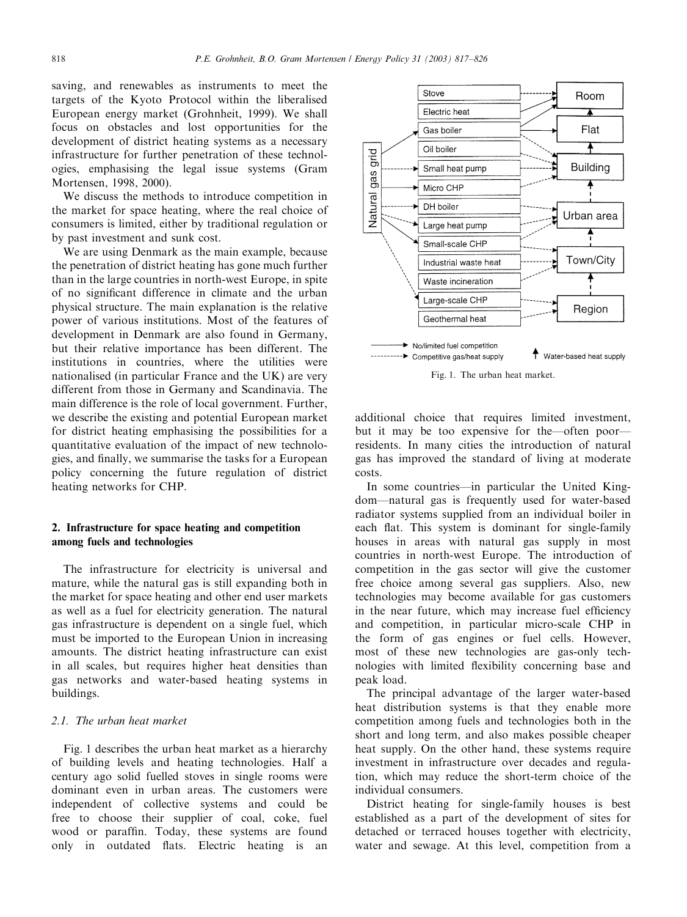saving, and renewables as instruments to meet the targets of the Kyoto Protocol within the liberalised European energy market (Grohnheit, 1999). We shall focus on obstacles and lost opportunities for the development of district heating systems as a necessary infrastructure for further penetration of these technologies, emphasising the legal issue systems (Gram Mortensen, 1998, 2000).

We discuss the methods to introduce competition in the market for space heating, where the real choice of consumers is limited, either by traditional regulation or by past investment and sunk cost.

We are using Denmark as the main example, because the penetration of district heating has gone much further than in the large countries in north-west Europe, in spite of no significant difference in climate and the urban physical structure. The main explanation is the relative power of various institutions. Most of the features of development in Denmark are also found in Germany, but their relative importance has been different. The institutions in countries, where the utilities were nationalised (in particular France and the UK) are very different from those in Germany and Scandinavia. The main difference is the role of local government. Further, we describe the existing and potential European market for district heating emphasising the possibilities for a quantitative evaluation of the impact of new technologies, and finally, we summarise the tasks for a European policy concerning the future regulation of district heating networks for CHP.

## 2. Infrastructure for space heating and competition among fuels and technologies

The infrastructure for electricity is universal and mature, while the natural gas is still expanding both in the market for space heating and other end user markets as well as a fuel for electricity generation. The natural gas infrastructure is dependent on a single fuel, which must be imported to the European Union in increasing amounts. The district heating infrastructure can exist in all scales, but requires higher heat densities than gas networks and water-based heating systems in buildings.

### 2.1. The urban heat market

Fig. 1 describes the urban heat market as a hierarchy of building levels and heating technologies. Half a century ago solid fuelled stoves in single rooms were dominant even in urban areas. The customers were independent of collective systems and could be free to choose their supplier of coal, coke, fuel wood or paraffin. Today, these systems are found only in outdated flats. Electric heating is an additional choice that requires limited investment, but it may be too expensive for the—often poor—residents. In many cities the introduction of natural gas has improved the standard of living at moderate costs.

Fig. 1. The urban heat market.

In some countries—in particular the United Kingdom—natural gas is frequently used for water-based radiator systems supplied from an individual boiler in each flat. This system is dominant for single-family houses in areas with natural gas supply in most countries in north-west Europe. The introduction of competition in the gas sector will give the customer free choice among several gas suppliers. Also, new technologies may become available for gas customers in the near future, which may increase fuel efficiency and competition, in particular micro-scale CHP in the form of gas engines or fuel cells. However, most of these new technologies are gas-only technologies with limited flexibility concerning base and peak load.

The principal advantage of the larger water-based heat distribution systems is that they enable more competition among fuels and technologies both in the short and long term, and also makes possible cheaper heat supply. On the other hand, these systems require investment in infrastructure over decades and regulation, which may reduce the short-term choice of the individual consumers.

District heating for single-family houses is best established as a part of the development of sites for detached or terraced houses together with electricity, water and sewage. At this level, competition from a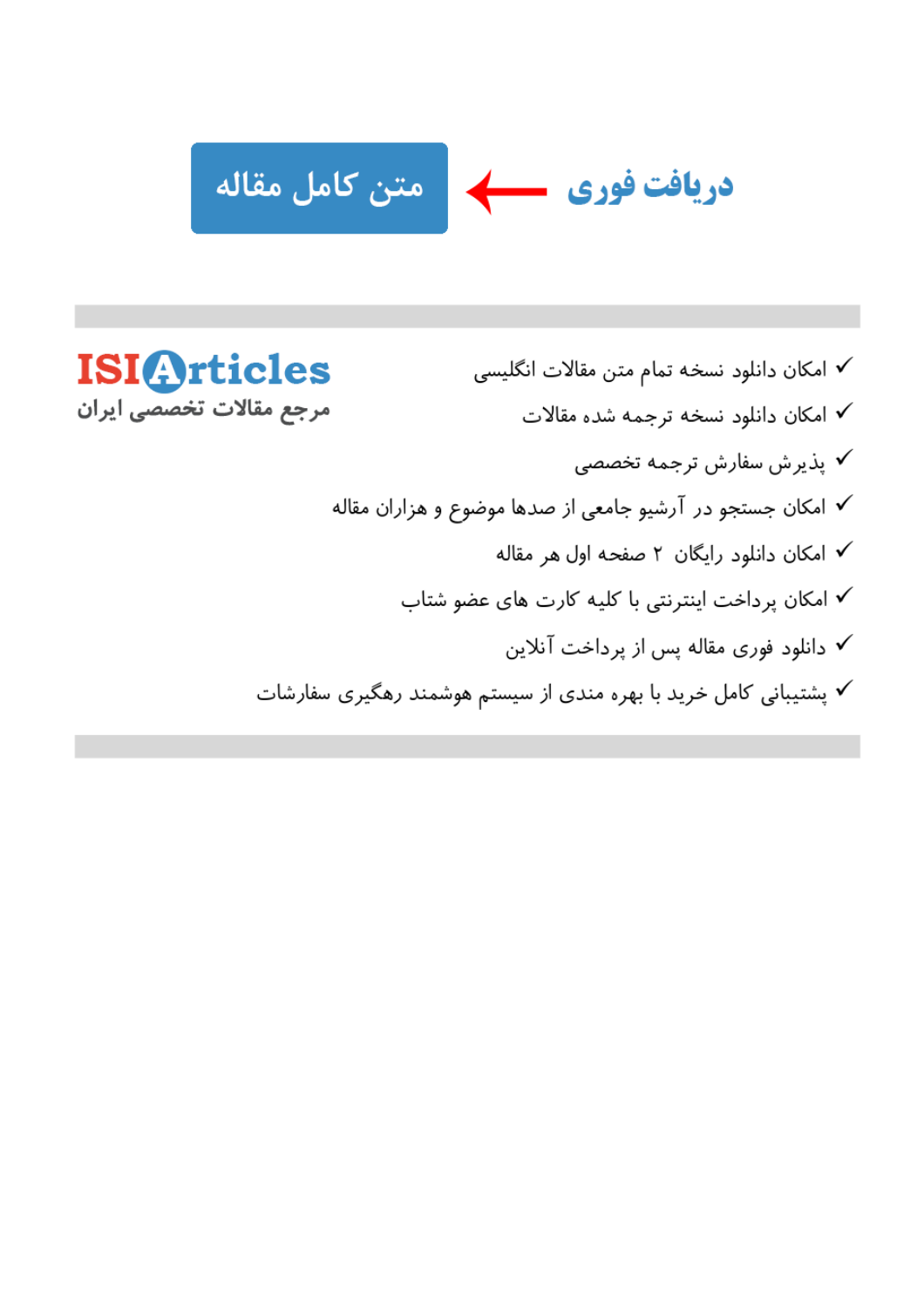دریافت فوری ← متن کامل مقاله

ISIArticles

مرجع مقالات تخصصی ایران

- ✓ امکان دانلود نسخه تمام متن مقالات انگلیسی
- ✓ امکان دانلود نسخه ترجمه شده مقالات
- ✓ پذیرش سفارش ترجمه تخصصی
- ✓ امکان جستجو در آرشیو جامعی از صدها موضوع و هزاران مقاله
- ✓ امکان دانلود رایگان ۲ صفحه اول هر مقاله
- ✓ امکان پرداخت اینترنتی با کلیه کارت های عضو شتاب
- ✓ دانلود فوری مقاله پس از پرداخت آنلاین
- ✓ پشتیبانی کامل خرید با بهره مندی از سیستم هوشمند رهگیری سفارشات